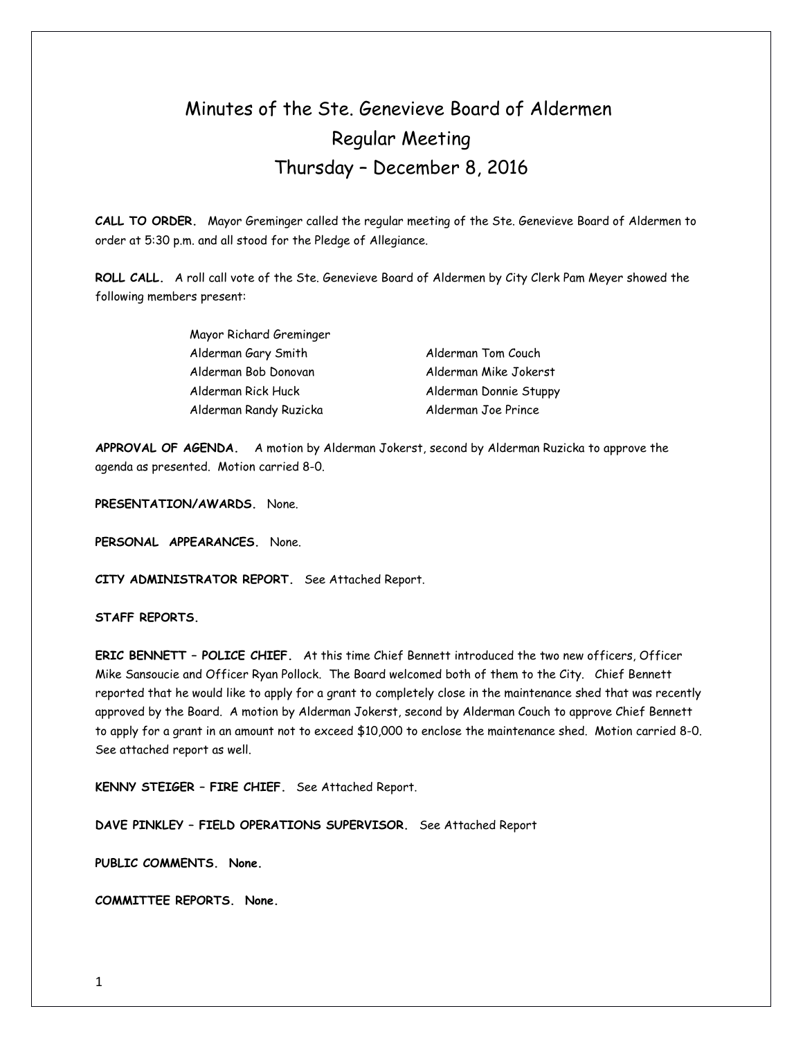# Minutes of the Ste. Genevieve Board of Aldermen
## Regular Meeting
## Thursday – December 8, 2016

**CALL TO ORDER.** Mayor Greminger called the regular meeting of the Ste. Genevieve Board of Aldermen to order at 5:30 p.m. and all stood for the Pledge of Allegiance.

**ROLL CALL.** A roll call vote of the Ste. Genevieve Board of Aldermen by City Clerk Pam Meyer showed the following members present:

Mayor Richard Greminger

| | |
|---|---|
| Alderman Gary Smith | Alderman Tom Couch |
| Alderman Bob Donovan | Alderman Mike Jokerst |
| Alderman Rick Huck | Alderman Donnie Stuppy |
| Alderman Randy Ruzicka | Alderman Joe Prince |

**APPROVAL OF AGENDA.** A motion by Alderman Jokerst, second by Alderman Ruzicka to approve the agenda as presented. Motion carried 8-0.

**PRESENTATION/AWARDS.** None.

**PERSONAL APPEARANCES.** None.

**CITY ADMINISTRATOR REPORT.** See Attached Report.

**STAFF REPORTS.**

**ERIC BENNETT – POLICE CHIEF.** At this time Chief Bennett introduced the two new officers, Officer Mike Sansoucie and Officer Ryan Pollock. The Board welcomed both of them to the City. Chief Bennett reported that he would like to apply for a grant to completely close in the maintenance shed that was recently approved by the Board. A motion by Alderman Jokerst, second by Alderman Couch to approve Chief Bennett to apply for a grant in an amount not to exceed $10,000 to enclose the maintenance shed. Motion carried 8-0. See attached report as well.

**KENNY STEIGER – FIRE CHIEF.** See Attached Report.

**DAVE PINKLEY – FIELD OPERATIONS SUPERVISOR.** See Attached Report

**PUBLIC COMMENTS. None.**

**COMMITTEE REPORTS. None.**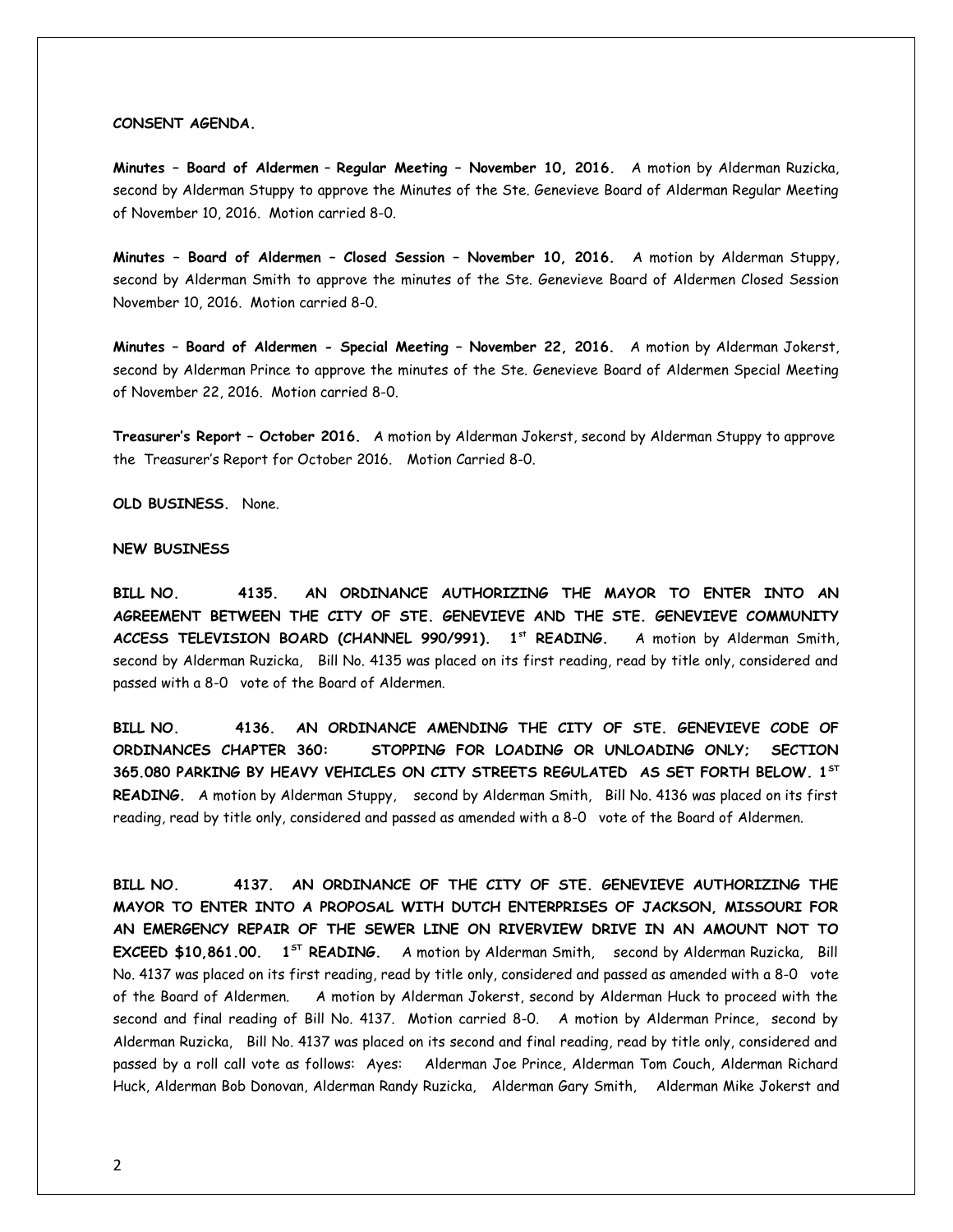**CONSENT AGENDA.**

**Minutes – Board of Aldermen – Regular Meeting – November 10, 2016.** A motion by Alderman Ruzicka, second by Alderman Stuppy to approve the Minutes of the Ste. Genevieve Board of Alderman Regular Meeting of November 10, 2016. Motion carried 8-0.

**Minutes – Board of Aldermen – Closed Session – November 10, 2016.** A motion by Alderman Stuppy, second by Alderman Smith to approve the minutes of the Ste. Genevieve Board of Aldermen Closed Session November 10, 2016. Motion carried 8-0.

**Minutes – Board of Aldermen - Special Meeting – November 22, 2016.** A motion by Alderman Jokerst, second by Alderman Prince to approve the minutes of the Ste. Genevieve Board of Aldermen Special Meeting of November 22, 2016. Motion carried 8-0.

**Treasurer's Report – October 2016.** A motion by Alderman Jokerst, second by Alderman Stuppy to approve the Treasurer's Report for October 2016. Motion Carried 8-0.

**OLD BUSINESS.** None.

**NEW BUSINESS**

**BILL NO. 4135. AN ORDINANCE AUTHORIZING THE MAYOR TO ENTER INTO AN AGREEMENT BETWEEN THE CITY OF STE. GENEVIEVE AND THE STE. GENEVIEVE COMMUNITY ACCESS TELEVISION BOARD (CHANNEL 990/991). 1st READING.** A motion by Alderman Smith, second by Alderman Ruzicka, Bill No. 4135 was placed on its first reading, read by title only, considered and passed with a 8-0 vote of the Board of Aldermen.

**BILL NO. 4136. AN ORDINANCE AMENDING THE CITY OF STE. GENEVIEVE CODE OF ORDINANCES CHAPTER 360: STOPPING FOR LOADING OR UNLOADING ONLY; SECTION 365.080 PARKING BY HEAVY VEHICLES ON CITY STREETS REGULATED AS SET FORTH BELOW. 1ST READING.** A motion by Alderman Stuppy, second by Alderman Smith, Bill No. 4136 was placed on its first reading, read by title only, considered and passed as amended with a 8-0 vote of the Board of Aldermen.

**BILL NO. 4137. AN ORDINANCE OF THE CITY OF STE. GENEVIEVE AUTHORIZING THE MAYOR TO ENTER INTO A PROPOSAL WITH DUTCH ENTERPRISES OF JACKSON, MISSOURI FOR AN EMERGENCY REPAIR OF THE SEWER LINE ON RIVERVIEW DRIVE IN AN AMOUNT NOT TO EXCEED $10,861.00. 1ST READING.** A motion by Alderman Smith, second by Alderman Ruzicka, Bill No. 4137 was placed on its first reading, read by title only, considered and passed as amended with a 8-0 vote of the Board of Aldermen. A motion by Alderman Jokerst, second by Alderman Huck to proceed with the second and final reading of Bill No. 4137. Motion carried 8-0. A motion by Alderman Prince, second by Alderman Ruzicka, Bill No. 4137 was placed on its second and final reading, read by title only, considered and passed by a roll call vote as follows: Ayes: Alderman Joe Prince, Alderman Tom Couch, Alderman Richard Huck, Alderman Bob Donovan, Alderman Randy Ruzicka, Alderman Gary Smith, Alderman Mike Jokerst and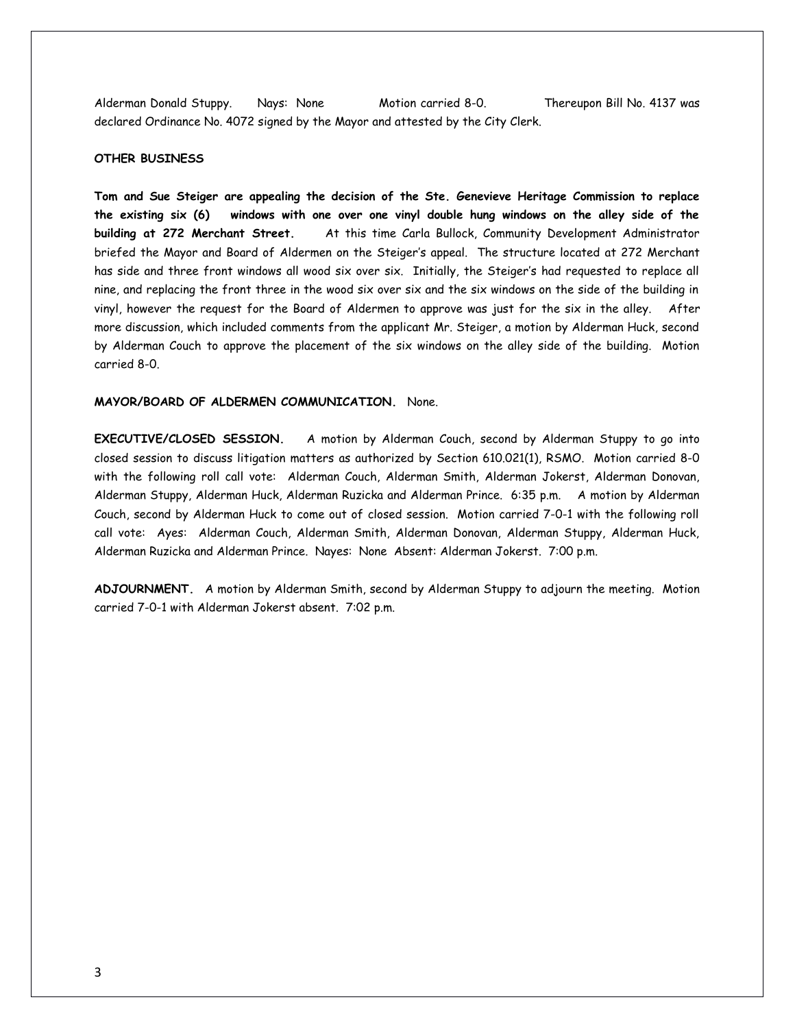Alderman Donald Stuppy. Nays: None Motion carried 8-0. Thereupon Bill No. 4137 was declared Ordinance No. 4072 signed by the Mayor and attested by the City Clerk.

**OTHER BUSINESS**

**Tom and Sue Steiger are appealing the decision of the Ste. Genevieve Heritage Commission to replace the existing six (6) windows with one over one vinyl double hung windows on the alley side of the building at 272 Merchant Street.** At this time Carla Bullock, Community Development Administrator briefed the Mayor and Board of Aldermen on the Steiger's appeal. The structure located at 272 Merchant has side and three front windows all wood six over six. Initially, the Steiger's had requested to replace all nine, and replacing the front three in the wood six over six and the six windows on the side of the building in vinyl, however the request for the Board of Aldermen to approve was just for the six in the alley. After more discussion, which included comments from the applicant Mr. Steiger, a motion by Alderman Huck, second by Alderman Couch to approve the placement of the six windows on the alley side of the building. Motion carried 8-0.

**MAYOR/BOARD OF ALDERMEN COMMUNICATION.** None.

**EXECUTIVE/CLOSED SESSION.** A motion by Alderman Couch, second by Alderman Stuppy to go into closed session to discuss litigation matters as authorized by Section 610.021(1), RSMO. Motion carried 8-0 with the following roll call vote: Alderman Couch, Alderman Smith, Alderman Jokerst, Alderman Donovan, Alderman Stuppy, Alderman Huck, Alderman Ruzicka and Alderman Prince. 6:35 p.m. A motion by Alderman Couch, second by Alderman Huck to come out of closed session. Motion carried 7-0-1 with the following roll call vote: Ayes: Alderman Couch, Alderman Smith, Alderman Donovan, Alderman Stuppy, Alderman Huck, Alderman Ruzicka and Alderman Prince. Nayes: None Absent: Alderman Jokerst. 7:00 p.m.

**ADJOURNMENT.** A motion by Alderman Smith, second by Alderman Stuppy to adjourn the meeting. Motion carried 7-0-1 with Alderman Jokerst absent. 7:02 p.m.